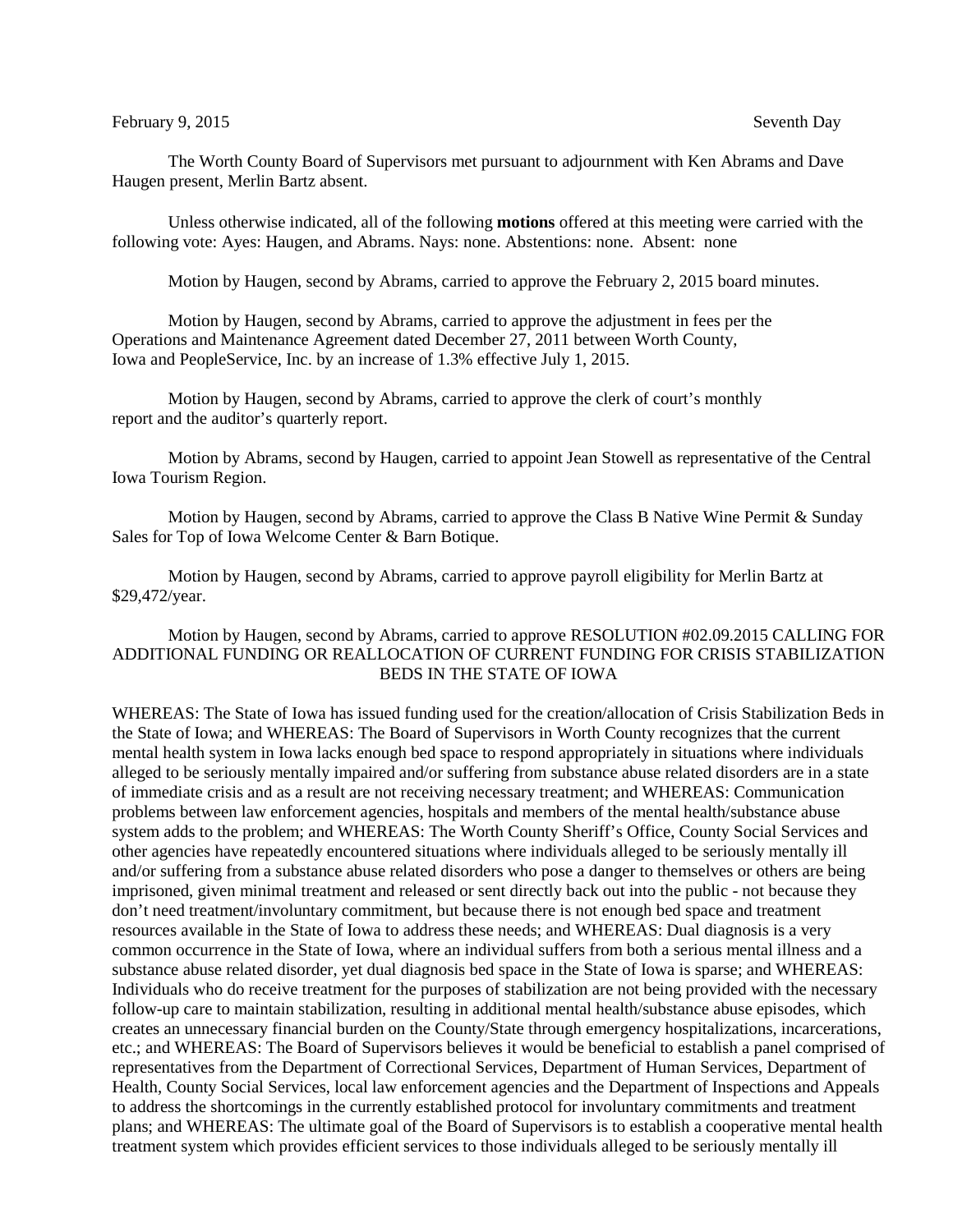February 9, 2015 Seventh Day

The Worth County Board of Supervisors met pursuant to adjournment with Ken Abrams and Dave Haugen present, Merlin Bartz absent.

Unless otherwise indicated, all of the following **motions** offered at this meeting were carried with the following vote: Ayes: Haugen, and Abrams. Nays: none. Abstentions: none. Absent: none

Motion by Haugen, second by Abrams, carried to approve the February 2, 2015 board minutes.

Motion by Haugen, second by Abrams, carried to approve the adjustment in fees per the Operations and Maintenance Agreement dated December 27, 2011 between Worth County, Iowa and PeopleService, Inc. by an increase of 1.3% effective July 1, 2015.

Motion by Haugen, second by Abrams, carried to approve the clerk of court's monthly report and the auditor's quarterly report.

Motion by Abrams, second by Haugen, carried to appoint Jean Stowell as representative of the Central Iowa Tourism Region.

Motion by Haugen, second by Abrams, carried to approve the Class B Native Wine Permit & Sunday Sales for Top of Iowa Welcome Center & Barn Botique.

Motion by Haugen, second by Abrams, carried to approve payroll eligibility for Merlin Bartz at $29,472/year.

Motion by Haugen, second by Abrams, carried to approve RESOLUTION #02.09.2015 CALLING FOR ADDITIONAL FUNDING OR REALLOCATION OF CURRENT FUNDING FOR CRISIS STABILIZATION BEDS IN THE STATE OF IOWA

WHEREAS: The State of Iowa has issued funding used for the creation/allocation of Crisis Stabilization Beds in the State of Iowa; and WHEREAS: The Board of Supervisors in Worth County recognizes that the current mental health system in Iowa lacks enough bed space to respond appropriately in situations where individuals alleged to be seriously mentally impaired and/or suffering from substance abuse related disorders are in a state of immediate crisis and as a result are not receiving necessary treatment; and WHEREAS: Communication problems between law enforcement agencies, hospitals and members of the mental health/substance abuse system adds to the problem; and WHEREAS: The Worth County Sheriff's Office, County Social Services and other agencies have repeatedly encountered situations where individuals alleged to be seriously mentally ill and/or suffering from a substance abuse related disorders who pose a danger to themselves or others are being imprisoned, given minimal treatment and released or sent directly back out into the public - not because they don't need treatment/involuntary commitment, but because there is not enough bed space and treatment resources available in the State of Iowa to address these needs; and WHEREAS: Dual diagnosis is a very common occurrence in the State of Iowa, where an individual suffers from both a serious mental illness and a substance abuse related disorder, yet dual diagnosis bed space in the State of Iowa is sparse; and WHEREAS: Individuals who do receive treatment for the purposes of stabilization are not being provided with the necessary follow-up care to maintain stabilization, resulting in additional mental health/substance abuse episodes, which creates an unnecessary financial burden on the County/State through emergency hospitalizations, incarcerations, etc.; and WHEREAS: The Board of Supervisors believes it would be beneficial to establish a panel comprised of representatives from the Department of Correctional Services, Department of Human Services, Department of Health, County Social Services, local law enforcement agencies and the Department of Inspections and Appeals to address the shortcomings in the currently established protocol for involuntary commitments and treatment plans; and WHEREAS: The ultimate goal of the Board of Supervisors is to establish a cooperative mental health treatment system which provides efficient services to those individuals alleged to be seriously mentally ill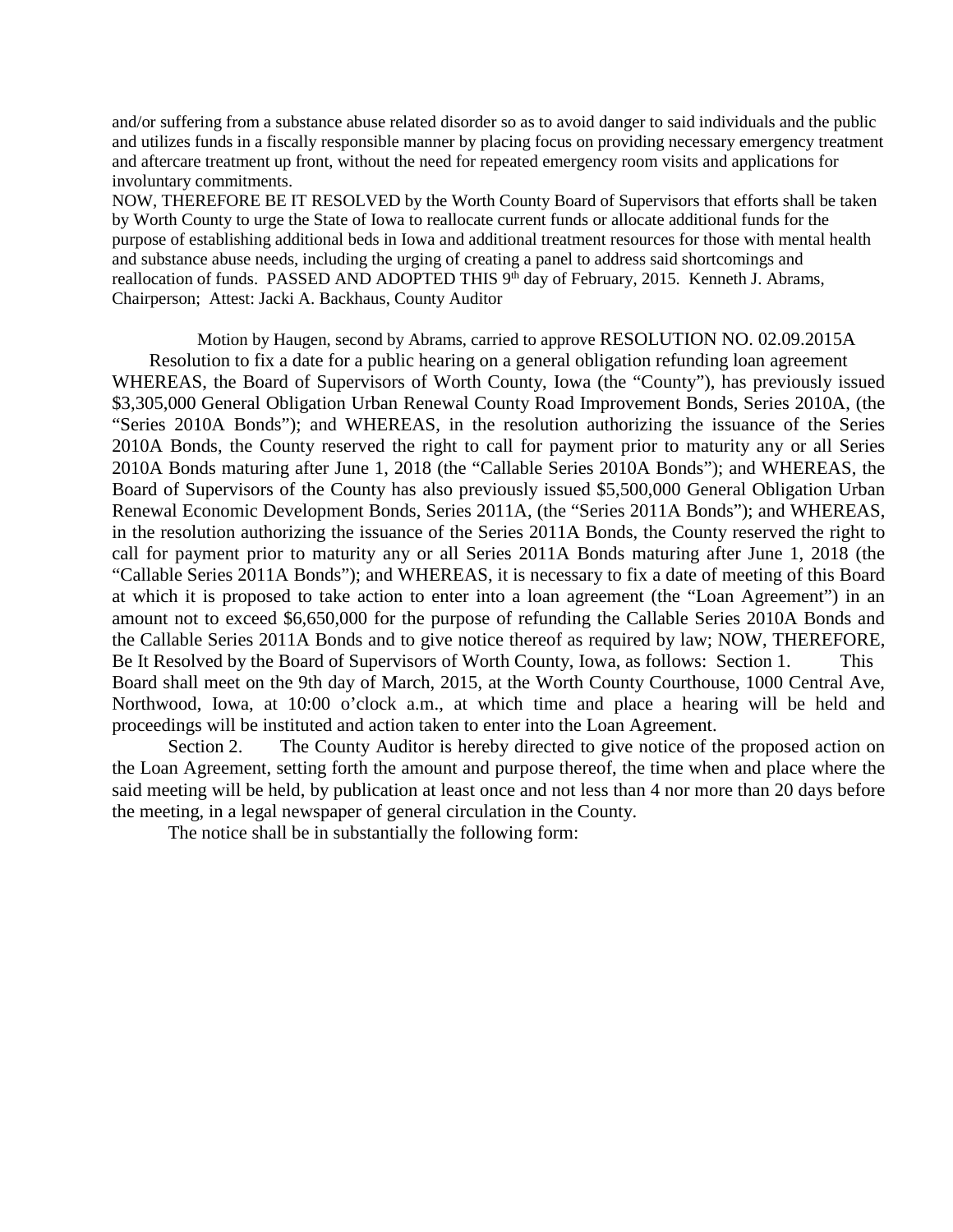and/or suffering from a substance abuse related disorder so as to avoid danger to said individuals and the public and utilizes funds in a fiscally responsible manner by placing focus on providing necessary emergency treatment and aftercare treatment up front, without the need for repeated emergency room visits and applications for involuntary commitments.

NOW, THEREFORE BE IT RESOLVED by the Worth County Board of Supervisors that efforts shall be taken by Worth County to urge the State of Iowa to reallocate current funds or allocate additional funds for the purpose of establishing additional beds in Iowa and additional treatment resources for those with mental health and substance abuse needs, including the urging of creating a panel to address said shortcomings and reallocation of funds. PASSED AND ADOPTED THIS 9th day of February, 2015. Kenneth J. Abrams, Chairperson; Attest: Jacki A. Backhaus, County Auditor

Motion by Haugen, second by Abrams, carried to approve RESOLUTION NO. 02.09.2015A

Resolution to fix a date for a public hearing on a general obligation refunding loan agreement WHEREAS, the Board of Supervisors of Worth County, Iowa (the "County"), has previously issued $3,305,000 General Obligation Urban Renewal County Road Improvement Bonds, Series 2010A, (the "Series 2010A Bonds"); and WHEREAS, in the resolution authorizing the issuance of the Series 2010A Bonds, the County reserved the right to call for payment prior to maturity any or all Series 2010A Bonds maturing after June 1, 2018 (the "Callable Series 2010A Bonds"); and WHEREAS, the Board of Supervisors of the County has also previously issued $5,500,000 General Obligation Urban Renewal Economic Development Bonds, Series 2011A, (the "Series 2011A Bonds"); and WHEREAS, in the resolution authorizing the issuance of the Series 2011A Bonds, the County reserved the right to call for payment prior to maturity any or all Series 2011A Bonds maturing after June 1, 2018 (the "Callable Series 2011A Bonds"); and WHEREAS, it is necessary to fix a date of meeting of this Board at which it is proposed to take action to enter into a loan agreement (the "Loan Agreement") in an amount not to exceed $6,650,000 for the purpose of refunding the Callable Series 2010A Bonds and the Callable Series 2011A Bonds and to give notice thereof as required by law; NOW, THEREFORE, Be It Resolved by the Board of Supervisors of Worth County, Iowa, as follows: Section 1. This Board shall meet on the 9th day of March, 2015, at the Worth County Courthouse, 1000 Central Ave, Northwood, Iowa, at 10:00 o'clock a.m., at which time and place a hearing will be held and proceedings will be instituted and action taken to enter into the Loan Agreement.

Section 2. The County Auditor is hereby directed to give notice of the proposed action on the Loan Agreement, setting forth the amount and purpose thereof, the time when and place where the said meeting will be held, by publication at least once and not less than 4 nor more than 20 days before the meeting, in a legal newspaper of general circulation in the County.

The notice shall be in substantially the following form: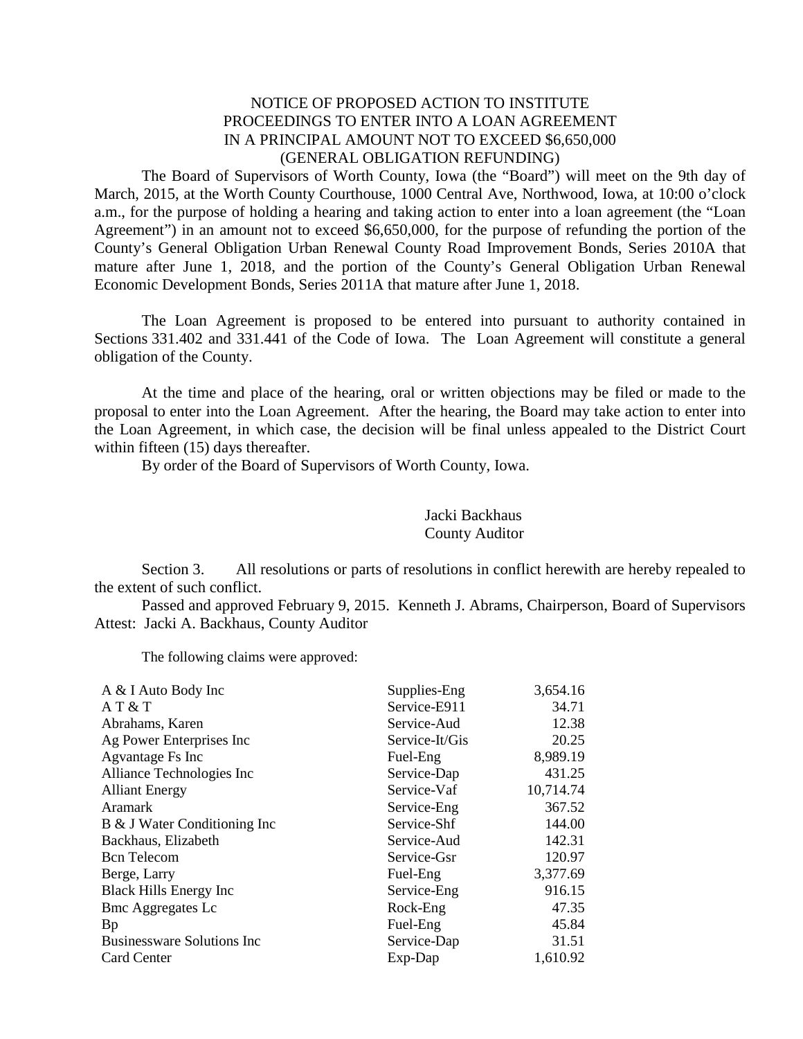NOTICE OF PROPOSED ACTION TO INSTITUTE
PROCEEDINGS TO ENTER INTO A LOAN AGREEMENT
IN A PRINCIPAL AMOUNT NOT TO EXCEED $6,650,000
(GENERAL OBLIGATION REFUNDING)

The Board of Supervisors of Worth County, Iowa (the "Board") will meet on the 9th day of March, 2015, at the Worth County Courthouse, 1000 Central Ave, Northwood, Iowa, at 10:00 o'clock a.m., for the purpose of holding a hearing and taking action to enter into a loan agreement (the "Loan Agreement") in an amount not to exceed $6,650,000, for the purpose of refunding the portion of the County's General Obligation Urban Renewal County Road Improvement Bonds, Series 2010A that mature after June 1, 2018, and the portion of the County's General Obligation Urban Renewal Economic Development Bonds, Series 2011A that mature after June 1, 2018.

The Loan Agreement is proposed to be entered into pursuant to authority contained in Sections 331.402 and 331.441 of the Code of Iowa. The Loan Agreement will constitute a general obligation of the County.

At the time and place of the hearing, oral or written objections may be filed or made to the proposal to enter into the Loan Agreement. After the hearing, the Board may take action to enter into the Loan Agreement, in which case, the decision will be final unless appealed to the District Court within fifteen (15) days thereafter.

By order of the Board of Supervisors of Worth County, Iowa.

Jacki Backhaus
County Auditor

Section 3. All resolutions or parts of resolutions in conflict herewith are hereby repealed to the extent of such conflict.

Passed and approved February 9, 2015. Kenneth J. Abrams, Chairperson, Board of Supervisors
Attest: Jacki A. Backhaus, County Auditor

The following claims were approved:

| | | |
|---|---|---|
| A & I Auto Body Inc | Supplies-Eng | 3,654.16 |
| A T & T | Service-E911 | 34.71 |
| Abrahams, Karen | Service-Aud | 12.38 |
| Ag Power Enterprises Inc | Service-It/Gis | 20.25 |
| Agvantage Fs Inc | Fuel-Eng | 8,989.19 |
| Alliance Technologies Inc | Service-Dap | 431.25 |
| Alliant Energy | Service-Vaf | 10,714.74 |
| Aramark | Service-Eng | 367.52 |
| B & J Water Conditioning Inc | Service-Shf | 144.00 |
| Backhaus, Elizabeth | Service-Aud | 142.31 |
| Bcn Telecom | Service-Gsr | 120.97 |
| Berge, Larry | Fuel-Eng | 3,377.69 |
| Black Hills Energy Inc | Service-Eng | 916.15 |
| Bmc Aggregates Lc | Rock-Eng | 47.35 |
| Bp | Fuel-Eng | 45.84 |
| Businessware Solutions Inc | Service-Dap | 31.51 |
| Card Center | Exp-Dap | 1,610.92 |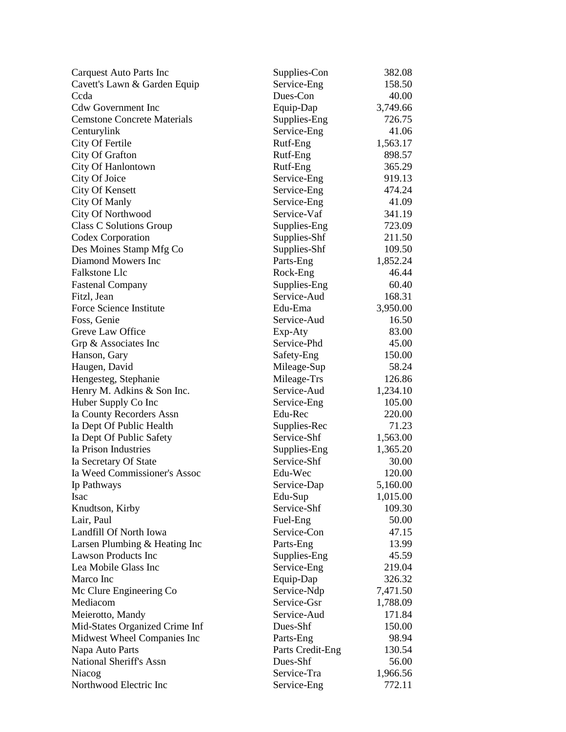| | | |
|---|---|---|
| Carquest Auto Parts Inc | Supplies-Con | 382.08 |
| Cavett's Lawn & Garden Equip | Service-Eng | 158.50 |
| Ccda | Dues-Con | 40.00 |
| Cdw Government Inc | Equip-Dap | 3,749.66 |
| Cemstone Concrete Materials | Supplies-Eng | 726.75 |
| Centurylink | Service-Eng | 41.06 |
| City Of Fertile | Rutf-Eng | 1,563.17 |
| City Of Grafton | Rutf-Eng | 898.57 |
| City Of Hanlontown | Rutf-Eng | 365.29 |
| City Of Joice | Service-Eng | 919.13 |
| City Of Kensett | Service-Eng | 474.24 |
| City Of Manly | Service-Eng | 41.09 |
| City Of Northwood | Service-Vaf | 341.19 |
| Class C Solutions Group | Supplies-Eng | 723.09 |
| Codex Corporation | Supplies-Shf | 211.50 |
| Des Moines Stamp Mfg Co | Supplies-Shf | 109.50 |
| Diamond Mowers Inc | Parts-Eng | 1,852.24 |
| Falkstone Llc | Rock-Eng | 46.44 |
| Fastenal Company | Supplies-Eng | 60.40 |
| Fitzl, Jean | Service-Aud | 168.31 |
| Force Science Institute | Edu-Ema | 3,950.00 |
| Foss, Genie | Service-Aud | 16.50 |
| Greve Law Office | Exp-Aty | 83.00 |
| Grp & Associates Inc | Service-Phd | 45.00 |
| Hanson, Gary | Safety-Eng | 150.00 |
| Haugen, David | Mileage-Sup | 58.24 |
| Hengesteg, Stephanie | Mileage-Trs | 126.86 |
| Henry M. Adkins & Son Inc. | Service-Aud | 1,234.10 |
| Huber Supply Co Inc | Service-Eng | 105.00 |
| Ia County Recorders Assn | Edu-Rec | 220.00 |
| Ia Dept Of Public Health | Supplies-Rec | 71.23 |
| Ia Dept Of Public Safety | Service-Shf | 1,563.00 |
| Ia Prison Industries | Supplies-Eng | 1,365.20 |
| Ia Secretary Of State | Service-Shf | 30.00 |
| Ia Weed Commissioner's Assoc | Edu-Wec | 120.00 |
| Ip Pathways | Service-Dap | 5,160.00 |
| Isac | Edu-Sup | 1,015.00 |
| Knudtson, Kirby | Service-Shf | 109.30 |
| Lair, Paul | Fuel-Eng | 50.00 |
| Landfill Of North Iowa | Service-Con | 47.15 |
| Larsen Plumbing & Heating Inc | Parts-Eng | 13.99 |
| Lawson Products Inc | Supplies-Eng | 45.59 |
| Lea Mobile Glass Inc | Service-Eng | 219.04 |
| Marco Inc | Equip-Dap | 326.32 |
| Mc Clure Engineering Co | Service-Ndp | 7,471.50 |
| Mediacom | Service-Gsr | 1,788.09 |
| Meierotto, Mandy | Service-Aud | 171.84 |
| Mid-States Organized Crime Inf | Dues-Shf | 150.00 |
| Midwest Wheel Companies Inc | Parts-Eng | 98.94 |
| Napa Auto Parts | Parts Credit-Eng | 130.54 |
| National Sheriff's Assn | Dues-Shf | 56.00 |
| Niacog | Service-Tra | 1,966.56 |
| Northwood Electric Inc | Service-Eng | 772.11 |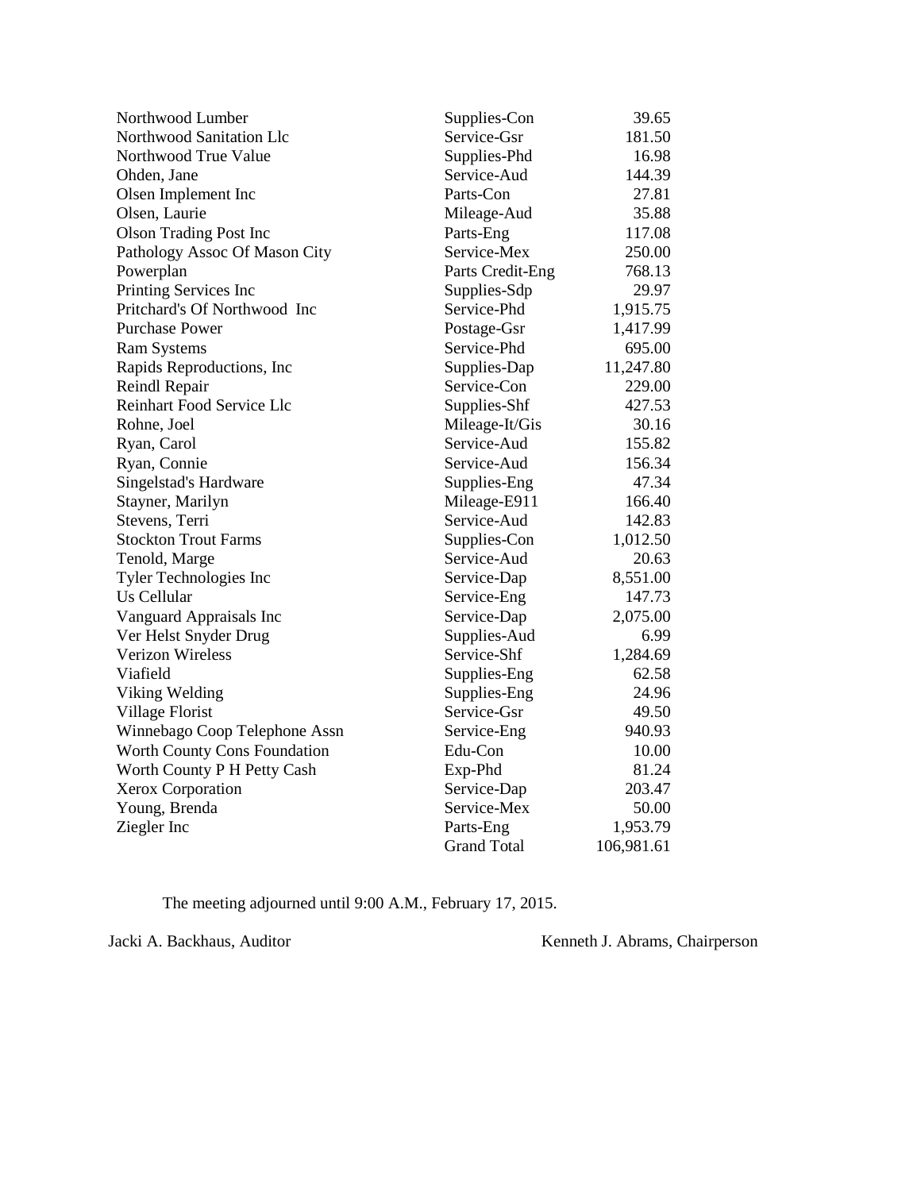| | | |
|---|---|---|
| Northwood Lumber | Supplies-Con | 39.65 |
| Northwood Sanitation Llc | Service-Gsr | 181.50 |
| Northwood True Value | Supplies-Phd | 16.98 |
| Ohden, Jane | Service-Aud | 144.39 |
| Olsen Implement Inc | Parts-Con | 27.81 |
| Olsen, Laurie | Mileage-Aud | 35.88 |
| Olson Trading Post Inc | Parts-Eng | 117.08 |
| Pathology Assoc Of Mason City | Service-Mex | 250.00 |
| Powerplan | Parts Credit-Eng | 768.13 |
| Printing Services Inc | Supplies-Sdp | 29.97 |
| Pritchard's Of Northwood Inc | Service-Phd | 1,915.75 |
| Purchase Power | Postage-Gsr | 1,417.99 |
| Ram Systems | Service-Phd | 695.00 |
| Rapids Reproductions, Inc | Supplies-Dap | 11,247.80 |
| Reindl Repair | Service-Con | 229.00 |
| Reinhart Food Service Llc | Supplies-Shf | 427.53 |
| Rohne, Joel | Mileage-It/Gis | 30.16 |
| Ryan, Carol | Service-Aud | 155.82 |
| Ryan, Connie | Service-Aud | 156.34 |
| Singelstad's Hardware | Supplies-Eng | 47.34 |
| Stayner, Marilyn | Mileage-E911 | 166.40 |
| Stevens, Terri | Service-Aud | 142.83 |
| Stockton Trout Farms | Supplies-Con | 1,012.50 |
| Tenold, Marge | Service-Aud | 20.63 |
| Tyler Technologies Inc | Service-Dap | 8,551.00 |
| Us Cellular | Service-Eng | 147.73 |
| Vanguard Appraisals Inc | Service-Dap | 2,075.00 |
| Ver Helst Snyder Drug | Supplies-Aud | 6.99 |
| Verizon Wireless | Service-Shf | 1,284.69 |
| Viafield | Supplies-Eng | 62.58 |
| Viking Welding | Supplies-Eng | 24.96 |
| Village Florist | Service-Gsr | 49.50 |
| Winnebago Coop Telephone Assn | Service-Eng | 940.93 |
| Worth County Cons Foundation | Edu-Con | 10.00 |
| Worth County P H Petty Cash | Exp-Phd | 81.24 |
| Xerox Corporation | Service-Dap | 203.47 |
| Young, Brenda | Service-Mex | 50.00 |
| Ziegler Inc | Parts-Eng | 1,953.79 |
| | Grand Total | 106,981.61 |

The meeting adjourned until 9:00 A.M., February 17, 2015.

Jacki A. Backhaus, Auditor

Kenneth J. Abrams, Chairperson